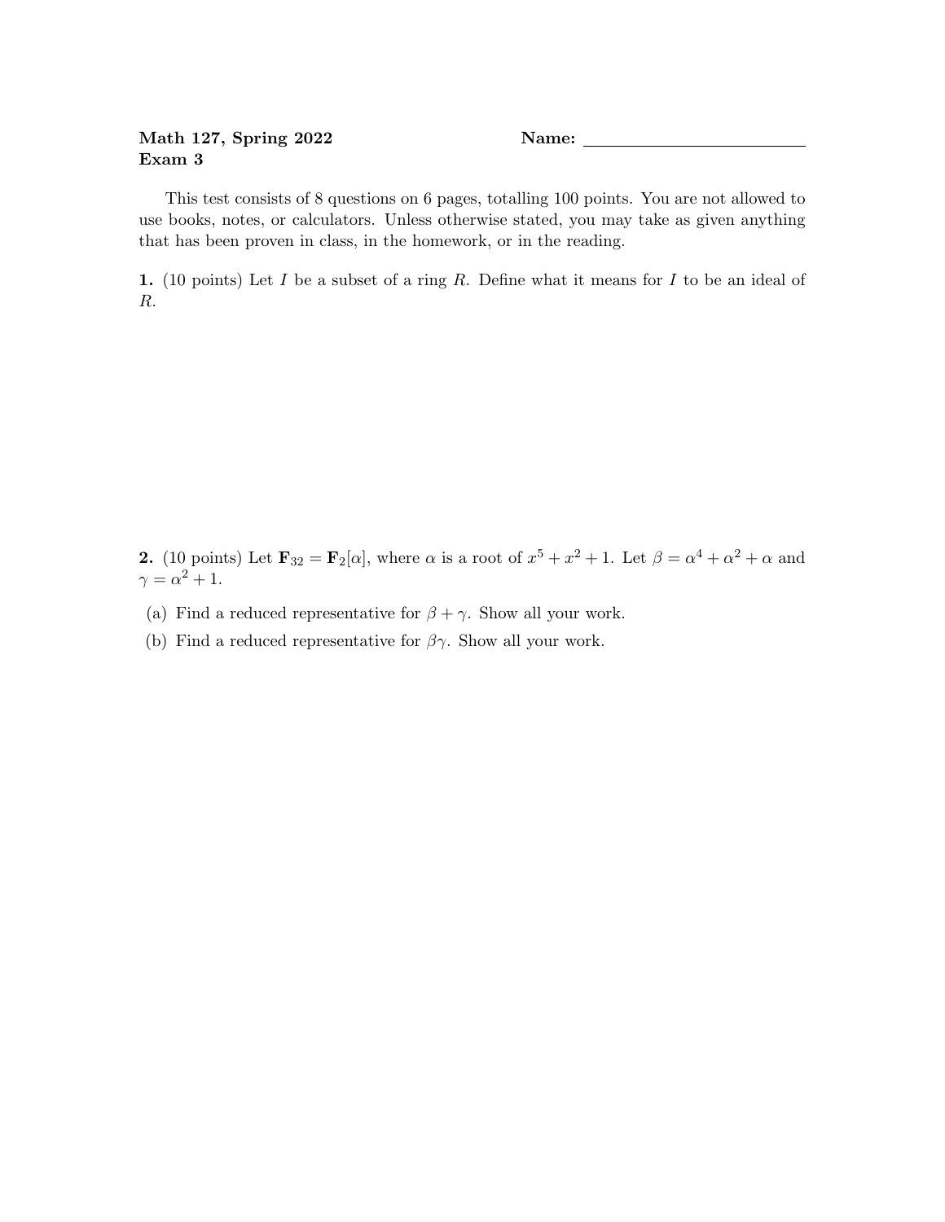**Math 127, Spring 2022** **Name:** ________________________

**Exam 3**

This test consists of 8 questions on 6 pages, totalling 100 points. You are not allowed to use books, notes, or calculators. Unless otherwise stated, you may take as given anything that has been proven in class, in the homework, or in the reading.

**1.** (10 points) Let $I$ be a subset of a ring $R$. Define what it means for $I$ to be an ideal of $R$.

**2.** (10 points) Let $\mathbf{F}_{32} = \mathbf{F}_2[\alpha]$, where $\alpha$ is a root of $x^5 + x^2 + 1$. Let $\beta = \alpha^4 + \alpha^2 + \alpha$ and $\gamma = \alpha^2 + 1$.

(a) Find a reduced representative for $\beta + \gamma$. Show all your work.

(b) Find a reduced representative for $\beta\gamma$. Show all your work.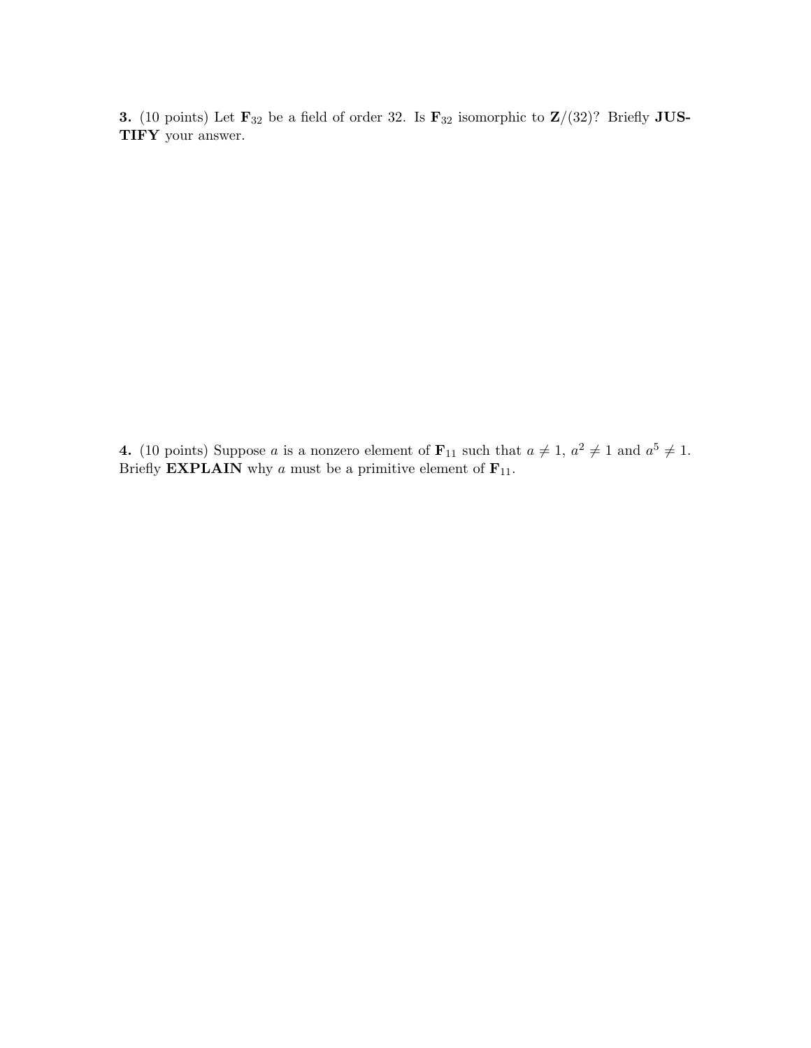**3.** (10 points) Let $\mathbf{F}_{32}$ be a field of order 32. Is $\mathbf{F}_{32}$ isomorphic to $\mathbf{Z}/(32)$? Briefly **JUSTIFY** your answer.

**4.** (10 points) Suppose $a$ is a nonzero element of $\mathbf{F}_{11}$ such that $a \neq 1$, $a^2 \neq 1$ and $a^5 \neq 1$. Briefly **EXPLAIN** why $a$ must be a primitive element of $\mathbf{F}_{11}$.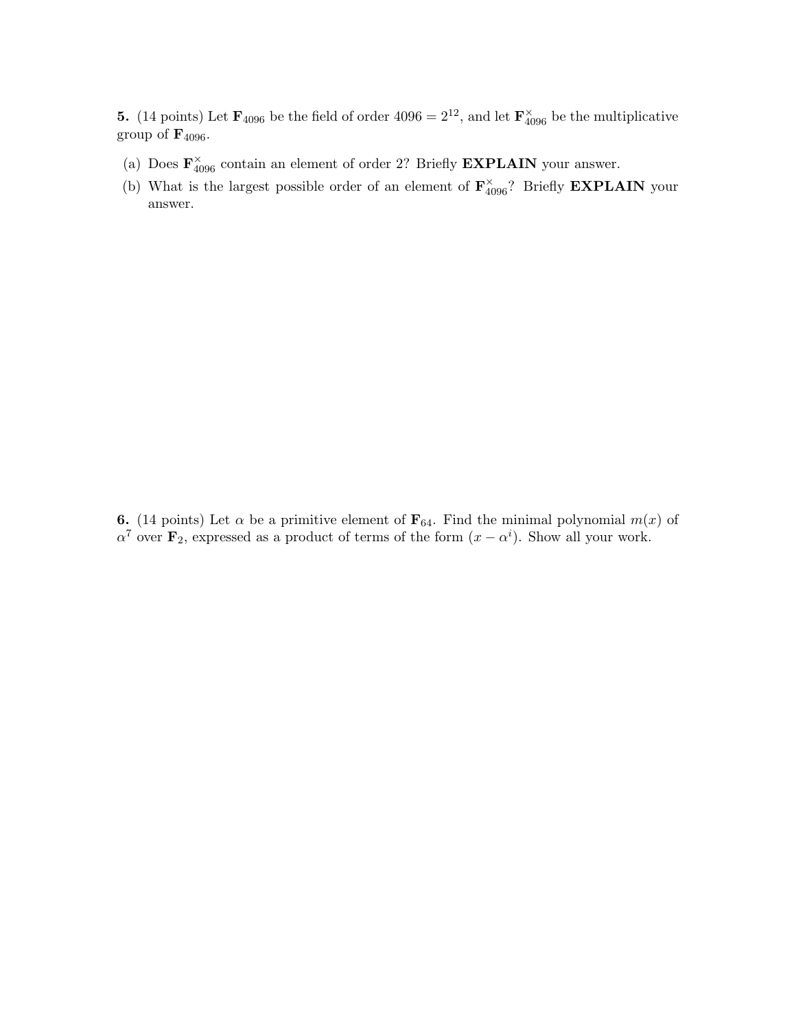**5.** (14 points) Let $\mathbf{F}_{4096}$ be the field of order $4096 = 2^{12}$, and let $\mathbf{F}_{4096}^{\times}$ be the multiplicative group of $\mathbf{F}_{4096}$.

(a) Does $\mathbf{F}_{4096}^{\times}$ contain an element of order 2? Briefly **EXPLAIN** your answer.

(b) What is the largest possible order of an element of $\mathbf{F}_{4096}^{\times}$? Briefly **EXPLAIN** your answer.

**6.** (14 points) Let $\alpha$ be a primitive element of $\mathbf{F}_{64}$. Find the minimal polynomial $m(x)$ of $\alpha^7$ over $\mathbf{F}_2$, expressed as a product of terms of the form $(x - \alpha^i)$. Show all your work.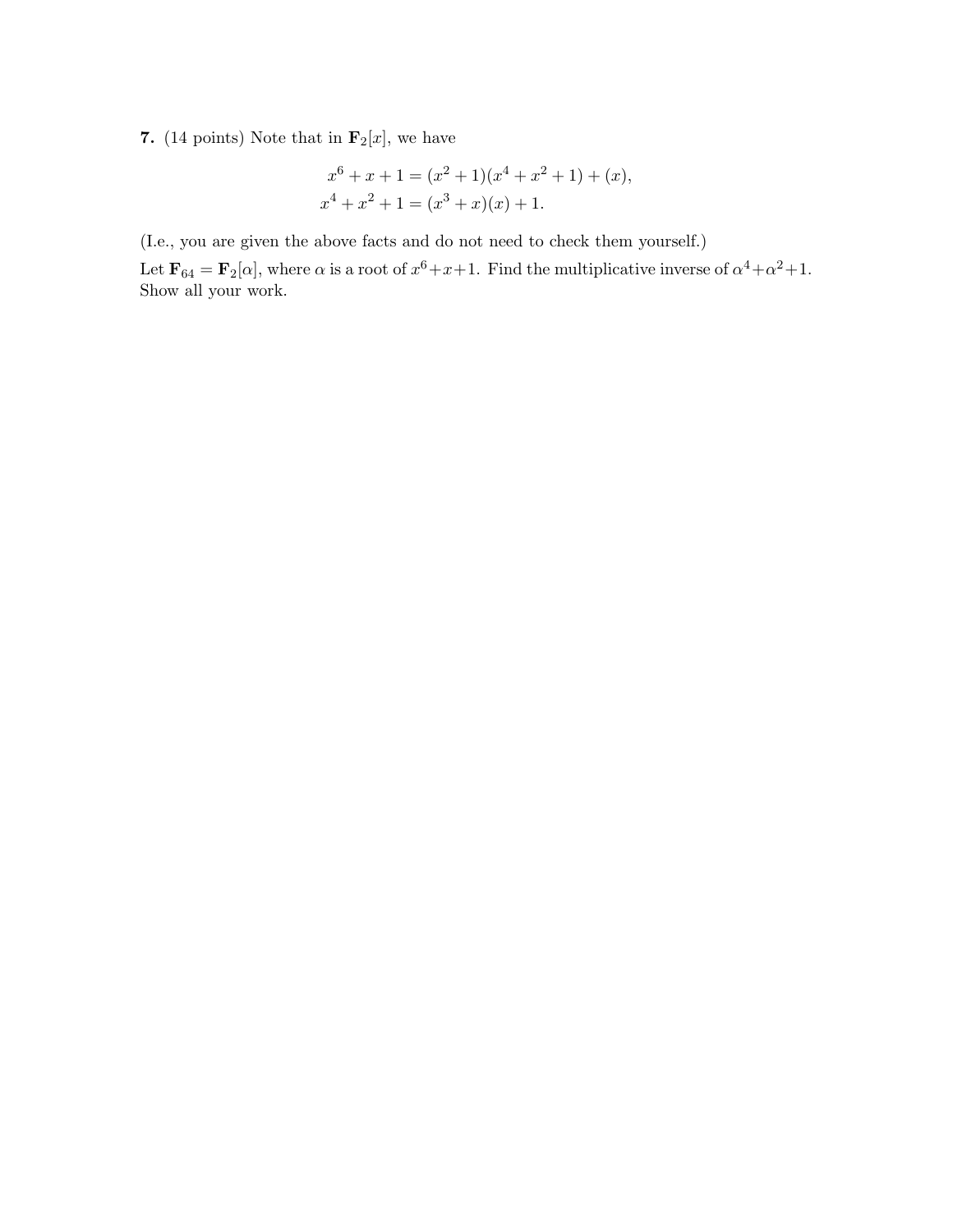**7.** (14 points) Note that in $\mathbf{F}_2[x]$, we have

$$
\begin{aligned}
x^6 + x + 1 &= (x^2 + 1)(x^4 + x^2 + 1) + (x), \\
x^4 + x^2 + 1 &= (x^3 + x)(x) + 1.
\end{aligned}
$$

(I.e., you are given the above facts and do not need to check them yourself.)

Let $\mathbf{F}_{64} = \mathbf{F}_2[\alpha]$, where $\alpha$ is a root of $x^6+x+1$. Find the multiplicative inverse of $\alpha^4+\alpha^2+1$. Show all your work.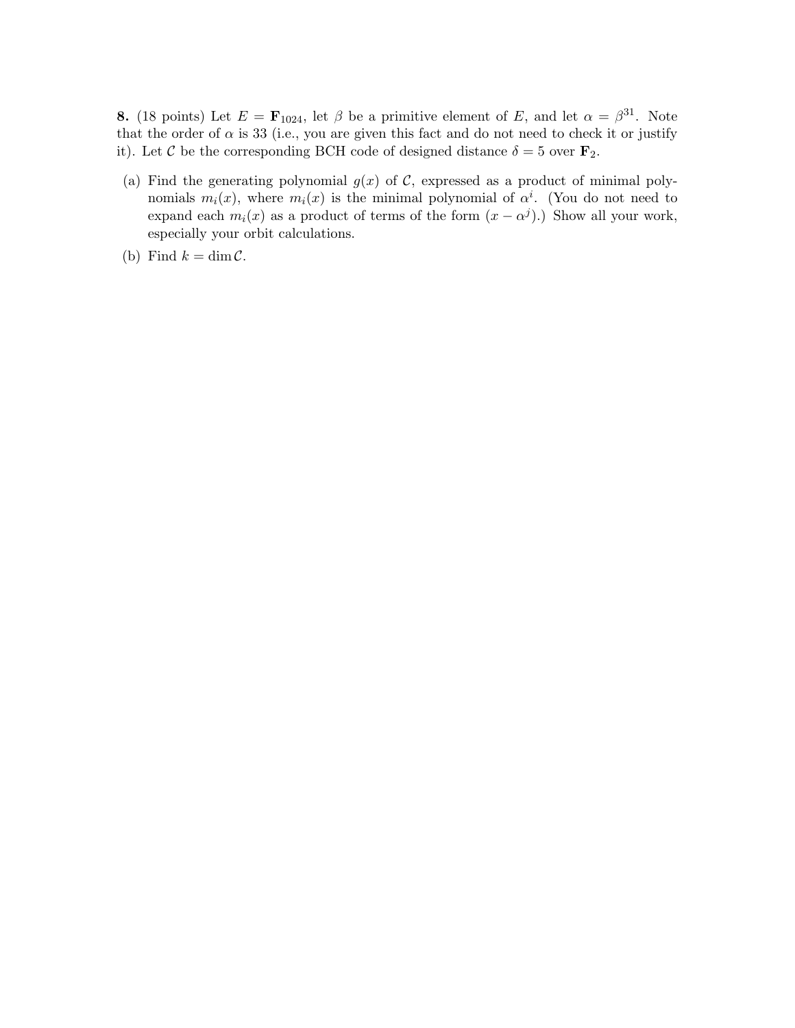**8.** (18 points) Let $E = \mathbf{F}_{1024}$, let $\beta$ be a primitive element of $E$, and let $\alpha = \beta^{31}$. Note that the order of $\alpha$ is 33 (i.e., you are given this fact and do not need to check it or justify it). Let $\mathcal{C}$ be the corresponding BCH code of designed distance $\delta = 5$ over $\mathbf{F}_2$.

(a) Find the generating polynomial $g(x)$ of $\mathcal{C}$, expressed as a product of minimal polynomials $m_i(x)$, where $m_i(x)$ is the minimal polynomial of $\alpha^i$. (You do not need to expand each $m_i(x)$ as a product of terms of the form $(x - \alpha^j)$.) Show all your work, especially your orbit calculations.

(b) Find $k = \dim \mathcal{C}$.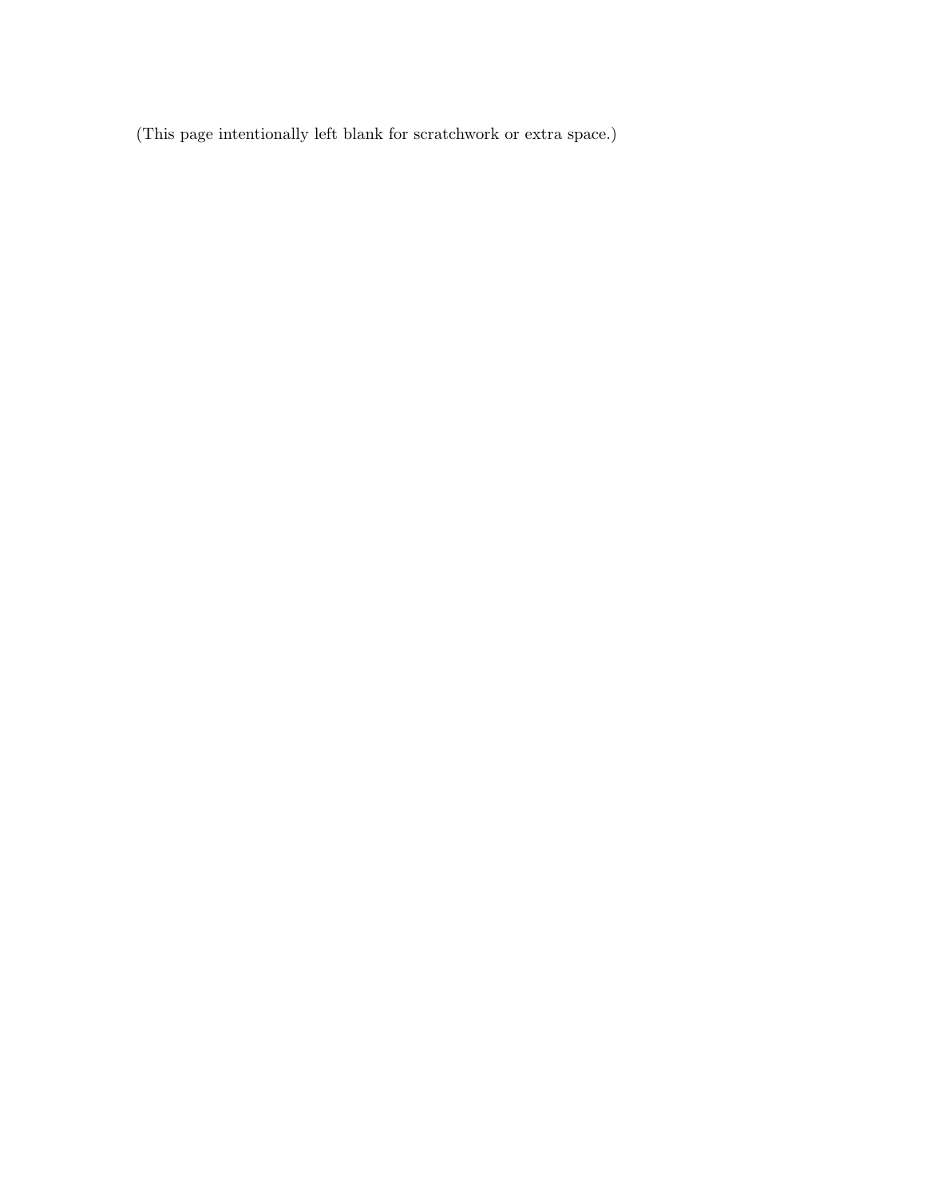(This page intentionally left blank for scratchwork or extra space.)